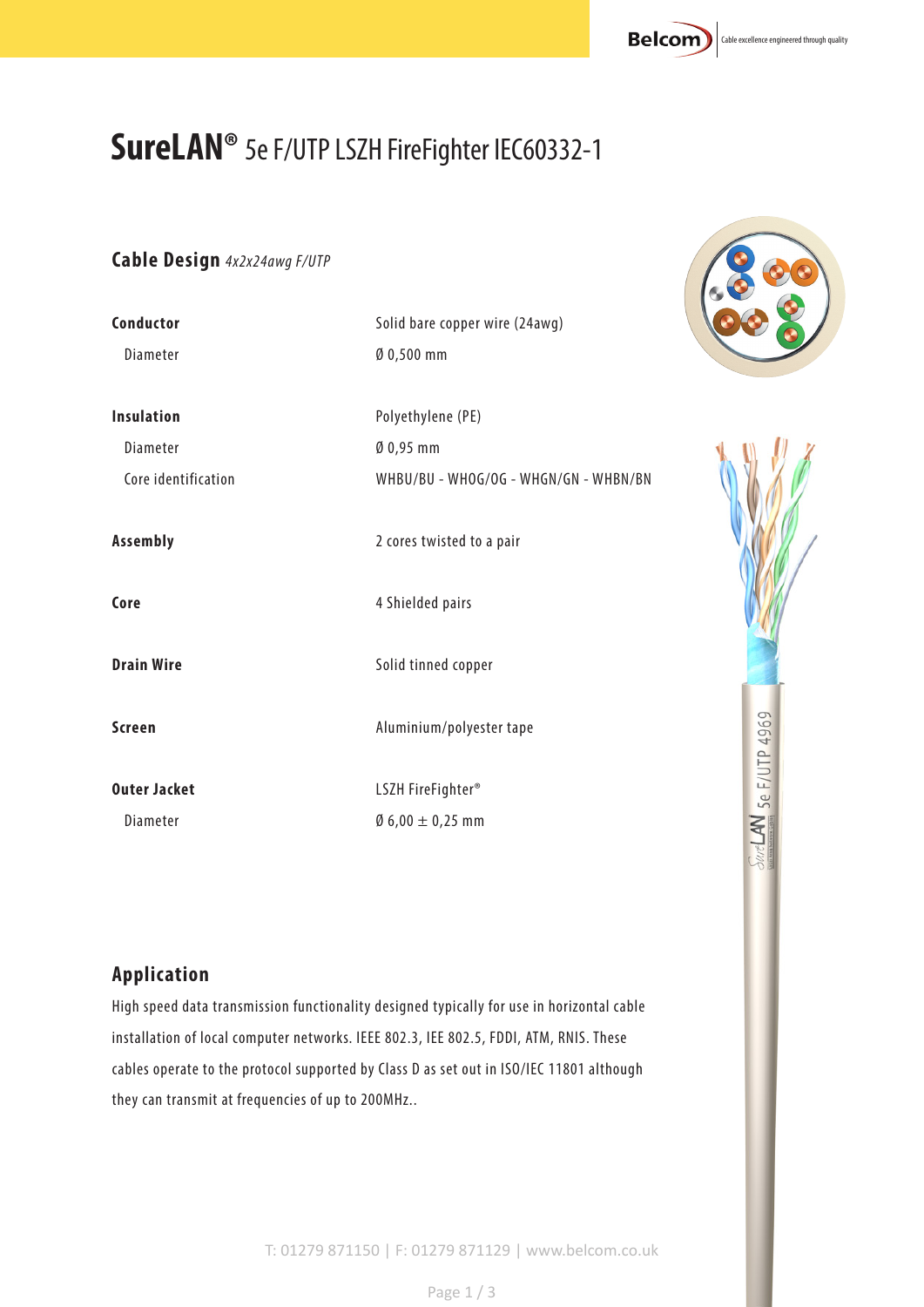# **SureLAN®** 5e F/UTP LSZH FireFighter IEC60332-1

## Cable Design *4x2x24awg F/UTP*

| | |
|---|---|
| **Conductor** | Solid bare copper wire (24awg) |
| Diameter | Ø 0,500 mm |
| **Insulation** | Polyethylene (PE) |
| Diameter | Ø 0,95 mm |
| Core identification | WHBU/BU - WHOG/OG - WHGN/GN - WHBN/BN |
| **Assembly** | 2 cores twisted to a pair |
| **Core** | 4 Shielded pairs |
| **Drain Wire** | Solid tinned copper |
| **Screen** | Aluminium/polyester tape |
| **Outer Jacket** | LSZH FireFighter® |
| Diameter | Ø 6,00 ± 0,25 mm |

## Application

High speed data transmission functionality designed typically for use in horizontal cable installation of local computer networks. IEEE 802.3, IEE 802.5, FDDI, ATM, RNIS. These cables operate to the protocol supported by Class D as set out in ISO/IEC 11801 although they can transmit at frequencies of up to 200MHz..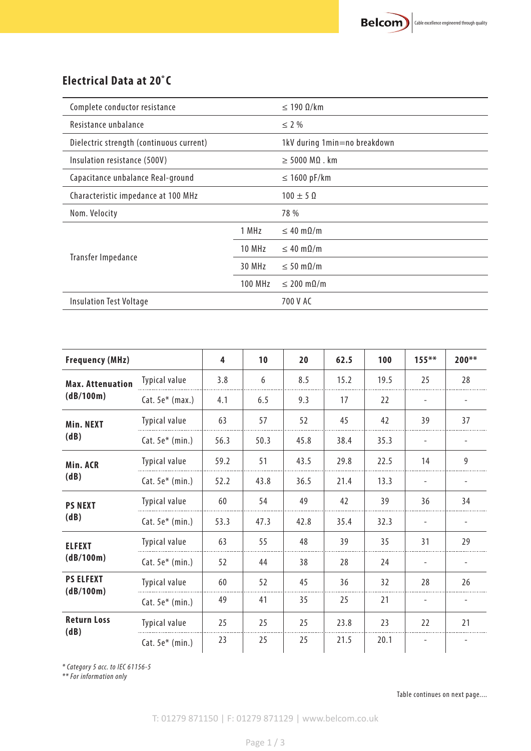## Electrical Data at 20˚C

| | | |
|---|---|---|
| Complete conductor resistance | | ≤ 190 Ω/km |
| Resistance unbalance | | ≤ 2 % |
| Dielectric strength (continuous current) | | 1kV during 1min=no breakdown |
| Insulation resistance (500V) | | ≥ 5000 MΩ . km |
| Capacitance unbalance Real-ground | | ≤ 1600 pF/km |
| Characteristic impedance at 100 MHz | | 100 ± 5 Ω |
| Nom. Velocity | | 78 % |
| Transfer Impedance | 1 MHz | ≤ 40 mΩ/m |
| | 10 MHz | ≤ 40 mΩ/m |
| | 30 MHz | ≤ 50 mΩ/m |
| | 100 MHz | ≤ 200 mΩ/m |
| Insulation Test Voltage | | 700 V AC |

| **Frequency (MHz)** | | **4** | **10** | **20** | **62.5** | **100** | **155**** | **200**** |
|---|---|---|---|---|---|---|---|---|
| **Max. Attenuation (dB/100m)** | Typical value | 3.8 | 6 | 8.5 | 15.2 | 19.5 | 25 | 28 |
| | Cat. 5e* (max.) | 4.1 | 6.5 | 9.3 | 17 | 22 | - | - |
| **Min. NEXT (dB)** | Typical value | 63 | 57 | 52 | 45 | 42 | 39 | 37 |
| | Cat. 5e* (min.) | 56.3 | 50.3 | 45.8 | 38.4 | 35.3 | - | - |
| **Min. ACR (dB)** | Typical value | 59.2 | 51 | 43.5 | 29.8 | 22.5 | 14 | 9 |
| | Cat. 5e* (min.) | 52.2 | 43.8 | 36.5 | 21.4 | 13.3 | - | - |
| **PS NEXT (dB)** | Typical value | 60 | 54 | 49 | 42 | 39 | 36 | 34 |
| | Cat. 5e* (min.) | 53.3 | 47.3 | 42.8 | 35.4 | 32.3 | - | - |
| **ELFEXT (dB/100m)** | Typical value | 63 | 55 | 48 | 39 | 35 | 31 | 29 |
| | Cat. 5e* (min.) | 52 | 44 | 38 | 28 | 24 | - | - |
| **PS ELFEXT (dB/100m)** | Typical value | 60 | 52 | 45 | 36 | 32 | 28 | 26 |
| | Cat. 5e* (min.) | 49 | 41 | 35 | 25 | 21 | - | - |
| **Return Loss (dB)** | Typical value | 25 | 25 | 25 | 23.8 | 23 | 22 | 21 |
| | Cat. 5e* (min.) | 23 | 25 | 25 | 21.5 | 20.1 | - | - |

*\* Category 5 acc. to IEC 61156-5*
*\*\* For information only*

Table continues on next page....

T: 01279 871150 | F: 01279 871129 | www.belcom.co.uk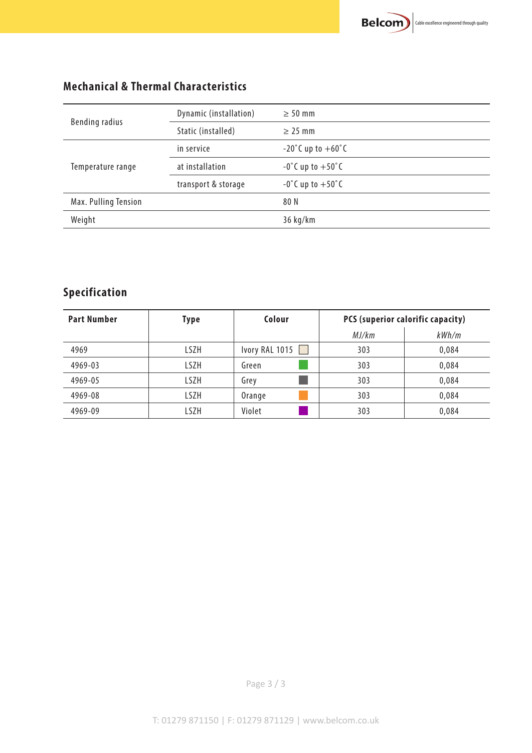## Mechanical & Thermal Characteristics

| | | |
|---|---|---|
| Bending radius | Dynamic (installation) | ≥ 50 mm |
| | Static (installed) | ≥ 25 mm |
| Temperature range | in service | -20˚C up to +60˚C |
| | at installation | -0˚C up to +50˚C |
| | transport & storage | -0˚C up to +50˚C |
| Max. Pulling Tension | | 80 N |
| Weight | | 36 kg/km |

## Specification

| Part Number | Type | Colour | PCS (superior calorific capacity) | |
|---|---|---|---|---|
| | | | *MJ/km* | *kWh/m* |
| 4969 | LSZH | Ivory RAL 1015 | 303 | 0,084 |
| 4969-03 | LSZH | Green | 303 | 0,084 |
| 4969-05 | LSZH | Grey | 303 | 0,084 |
| 4969-08 | LSZH | Orange | 303 | 0,084 |
| 4969-09 | LSZH | Violet | 303 | 0,084 |